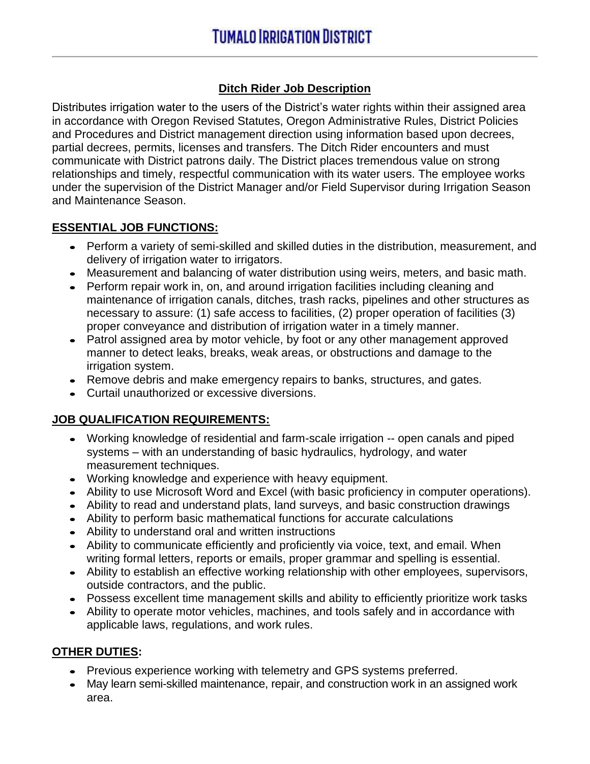# TUMALO IRRIGATION DISTRICT

## Ditch Rider Job Description

Distributes irrigation water to the users of the District's water rights within their assigned area in accordance with Oregon Revised Statutes, Oregon Administrative Rules, District Policies and Procedures and District management direction using information based upon decrees, partial decrees, permits, licenses and transfers. The Ditch Rider encounters and must communicate with District patrons daily. The District places tremendous value on strong relationships and timely, respectful communication with its water users. The employee works under the supervision of the District Manager and/or Field Supervisor during Irrigation Season and Maintenance Season.

### ESSENTIAL JOB FUNCTIONS:

- Perform a variety of semi-skilled and skilled duties in the distribution, measurement, and delivery of irrigation water to irrigators.
- Measurement and balancing of water distribution using weirs, meters, and basic math.
- Perform repair work in, on, and around irrigation facilities including cleaning and maintenance of irrigation canals, ditches, trash racks, pipelines and other structures as necessary to assure: (1) safe access to facilities, (2) proper operation of facilities (3) proper conveyance and distribution of irrigation water in a timely manner.
- Patrol assigned area by motor vehicle, by foot or any other management approved manner to detect leaks, breaks, weak areas, or obstructions and damage to the irrigation system.
- Remove debris and make emergency repairs to banks, structures, and gates.
- Curtail unauthorized or excessive diversions.

### JOB QUALIFICATION REQUIREMENTS:

- Working knowledge of residential and farm-scale irrigation -- open canals and piped systems – with an understanding of basic hydraulics, hydrology, and water measurement techniques.
- Working knowledge and experience with heavy equipment.
- Ability to use Microsoft Word and Excel (with basic proficiency in computer operations).
- Ability to read and understand plats, land surveys, and basic construction drawings
- Ability to perform basic mathematical functions for accurate calculations
- Ability to understand oral and written instructions
- Ability to communicate efficiently and proficiently via voice, text, and email. When writing formal letters, reports or emails, proper grammar and spelling is essential.
- Ability to establish an effective working relationship with other employees, supervisors, outside contractors, and the public.
- Possess excellent time management skills and ability to efficiently prioritize work tasks
- Ability to operate motor vehicles, machines, and tools safely and in accordance with applicable laws, regulations, and work rules.

### OTHER DUTIES:

- Previous experience working with telemetry and GPS systems preferred.
- May learn semi-skilled maintenance, repair, and construction work in an assigned work area.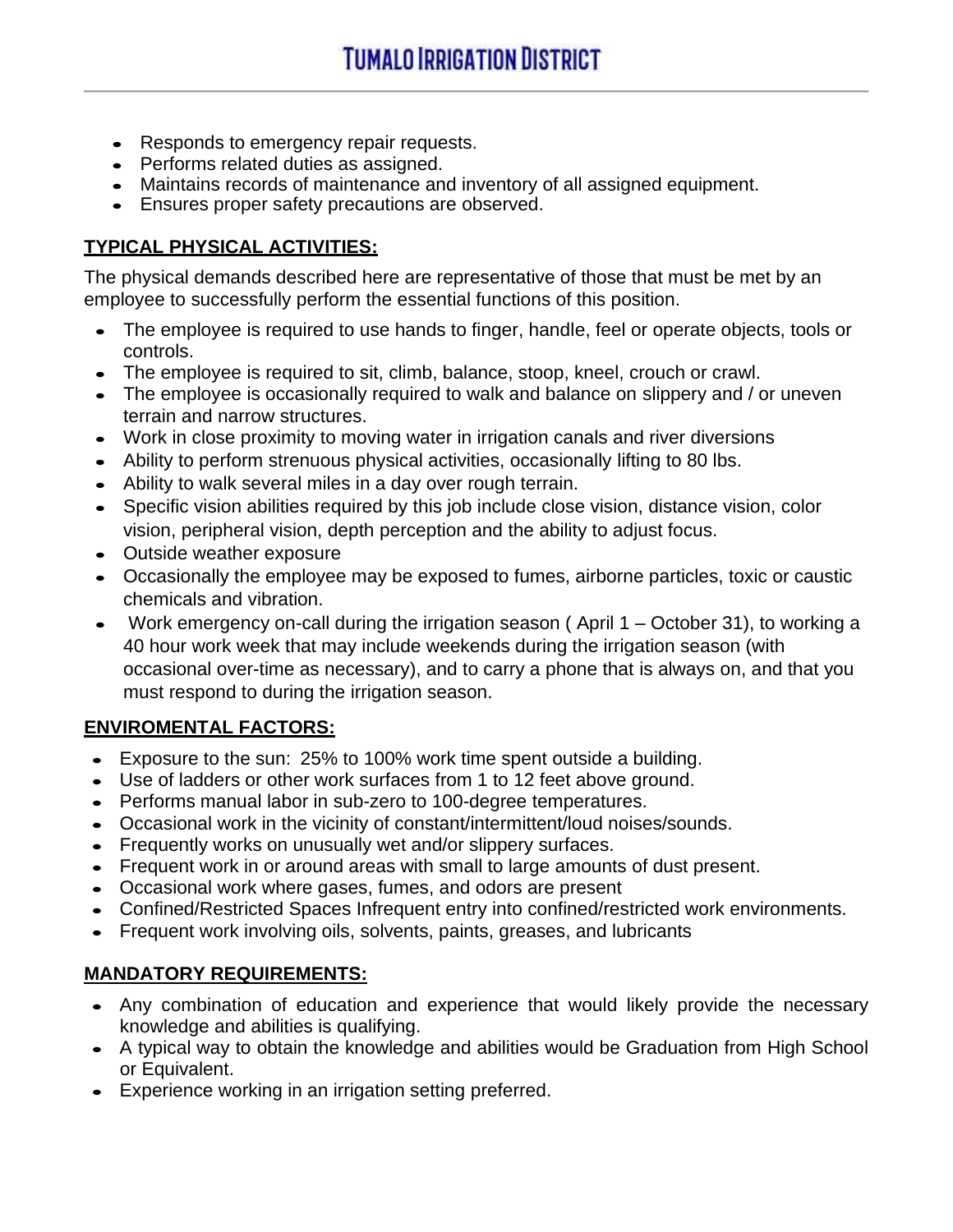- Responds to emergency repair requests.
- Performs related duties as assigned.
- Maintains records of maintenance and inventory of all assigned equipment.
- Ensures proper safety precautions are observed.

## TYPICAL PHYSICAL ACTIVITIES:

The physical demands described here are representative of those that must be met by an employee to successfully perform the essential functions of this position.

- The employee is required to use hands to finger, handle, feel or operate objects, tools or controls.
- The employee is required to sit, climb, balance, stoop, kneel, crouch or crawl.
- The employee is occasionally required to walk and balance on slippery and / or uneven terrain and narrow structures.
- Work in close proximity to moving water in irrigation canals and river diversions
- Ability to perform strenuous physical activities, occasionally lifting to 80 lbs.
- Ability to walk several miles in a day over rough terrain.
- Specific vision abilities required by this job include close vision, distance vision, color vision, peripheral vision, depth perception and the ability to adjust focus.
- Outside weather exposure
- Occasionally the employee may be exposed to fumes, airborne particles, toxic or caustic chemicals and vibration.
- Work emergency on-call during the irrigation season ( April 1 – October 31), to working a 40 hour work week that may include weekends during the irrigation season (with occasional over-time as necessary), and to carry a phone that is always on, and that you must respond to during the irrigation season.

## ENVIROMENTAL FACTORS:

- Exposure to the sun: 25% to 100% work time spent outside a building.
- Use of ladders or other work surfaces from 1 to 12 feet above ground.
- Performs manual labor in sub-zero to 100-degree temperatures.
- Occasional work in the vicinity of constant/intermittent/loud noises/sounds.
- Frequently works on unusually wet and/or slippery surfaces.
- Frequent work in or around areas with small to large amounts of dust present.
- Occasional work where gases, fumes, and odors are present
- Confined/Restricted Spaces Infrequent entry into confined/restricted work environments.
- Frequent work involving oils, solvents, paints, greases, and lubricants

## MANDATORY REQUIREMENTS:

- Any combination of education and experience that would likely provide the necessary knowledge and abilities is qualifying.
- A typical way to obtain the knowledge and abilities would be Graduation from High School or Equivalent.
- Experience working in an irrigation setting preferred.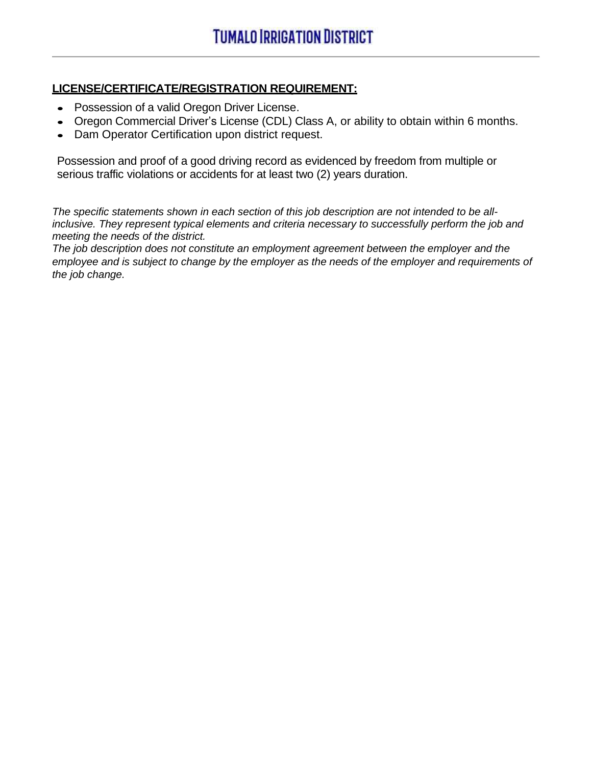**LICENSE/CERTIFICATE/REGISTRATION REQUIREMENT:**

- Possession of a valid Oregon Driver License.
- Oregon Commercial Driver's License (CDL) Class A, or ability to obtain within 6 months.
- Dam Operator Certification upon district request.

Possession and proof of a good driving record as evidenced by freedom from multiple or serious traffic violations or accidents for at least two (2) years duration.

*The specific statements shown in each section of this job description are not intended to be all-inclusive. They represent typical elements and criteria necessary to successfully perform the job and meeting the needs of the district.*
*The job description does not constitute an employment agreement between the employer and the employee and is subject to change by the employer as the needs of the employer and requirements of the job change.*